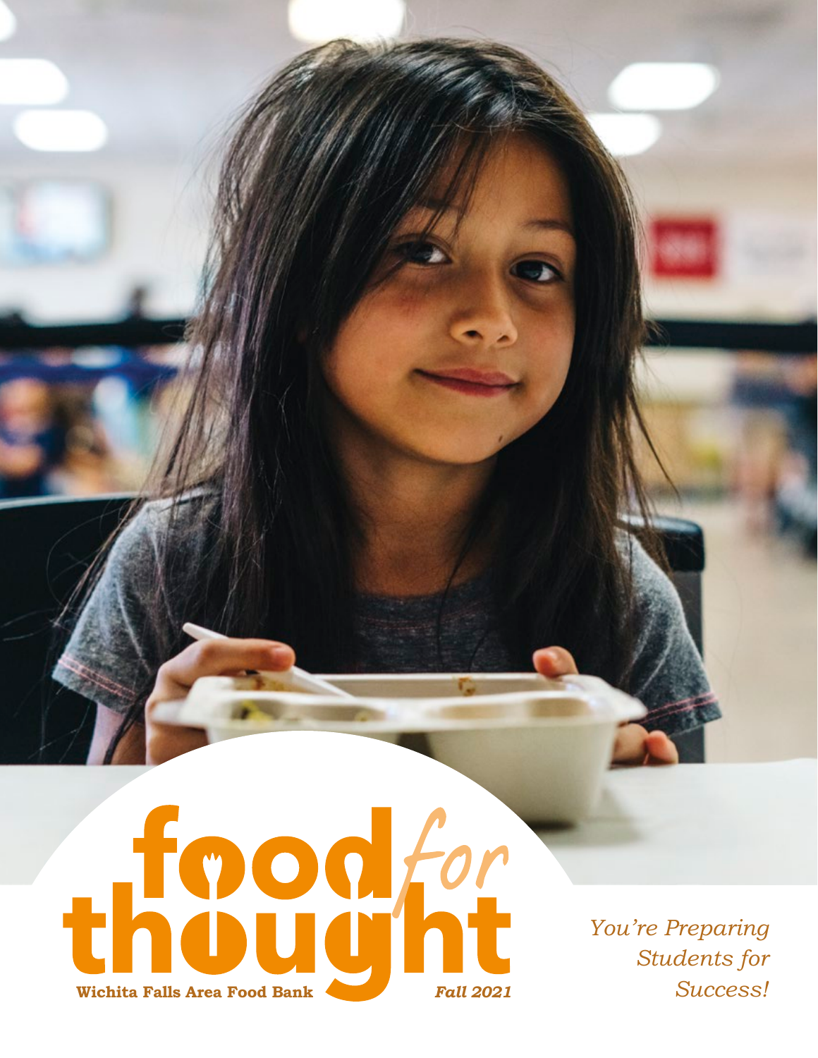# food *for* thought

**Wichita Falls Area Food Bank** ***Fall 2021***

*You're Preparing Students for Success!*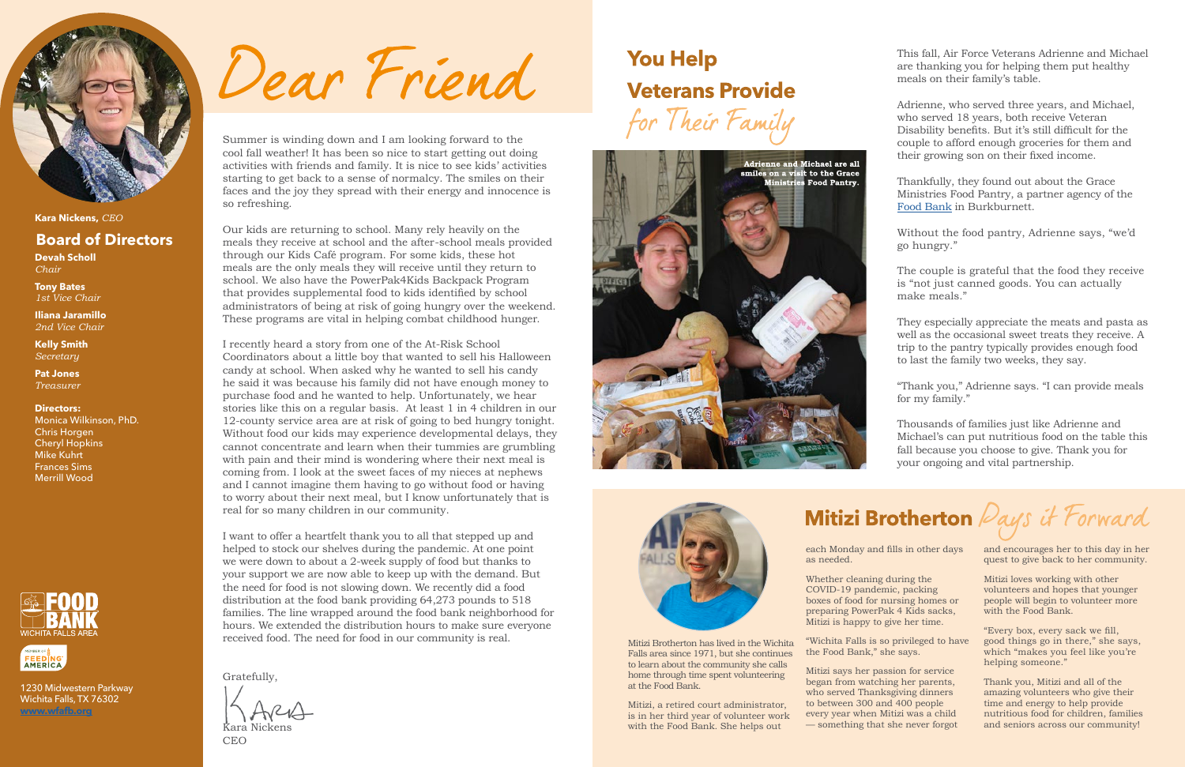Kara Nickens, *CEO*

## Board of Directors

**Devah Scholl**
*Chair*

**Tony Bates**
*1st Vice Chair*

**Iliana Jaramillo**
*2nd Vice Chair*

**Kelly Smith**
*Secretary*

**Pat Jones**
*Treasurer*

**Directors:**
Monica Wilkinson, PhD.
Chris Horgen
Cheryl Hopkins
Mike Kuhrt
Frances Sims
Merrill Wood

FOOD BANK WICHITA FALLS AREA

MEMBER OF FEEDING AMERICA

1230 Midwestern Parkway
Wichita Falls, TX 76302
www.wfafb.org

# Dear Friend

Summer is winding down and I am looking forward to the cool fall weather! It has been so nice to start getting out doing activities with friends and family. It is nice to see kids' activities starting to get back to a sense of normalcy. The smiles on their faces and the joy they spread with their energy and innocence is so refreshing.

Our kids are returning to school. Many rely heavily on the meals they receive at school and the after-school meals provided through our Kids Café program. For some kids, these hot meals are the only meals they will receive until they return to school. We also have the PowerPak4Kids Backpack Program that provides supplemental food to kids identified by school administrators of being at risk of going hungry over the weekend. These programs are vital in helping combat childhood hunger.

I recently heard a story from one of the At-Risk School Coordinators about a little boy that wanted to sell his Halloween candy at school. When asked why he wanted to sell his candy he said it was because his family did not have enough money to purchase food and he wanted to help. Unfortunately, we hear stories like this on a regular basis. At least 1 in 4 children in our 12-county service area are at risk of going to bed hungry tonight. Without food our kids may experience developmental delays, they cannot concentrate and learn when their tummies are grumbling with pain and their mind is wondering where their next meal is coming from. I look at the sweet faces of my nieces at nephews and I cannot imagine them having to go without food or having to worry about their next meal, but I know unfortunately that is real for so many children in our community.

I want to offer a heartfelt thank you to all that stepped up and helped to stock our shelves during the pandemic. At one point we were down to about a 2-week supply of food but thanks to your support we are now able to keep up with the demand. But the need for food is not slowing down. We recently did a food distribution at the food bank providing 64,273 pounds to 518 families. The line wrapped around the food bank neighborhood for hours. We extended the distribution hours to make sure everyone received food. The need for food in our community is real.

Gratefully,

Kara Nickens
CEO

# You Help Veterans Provide *for Their Family*

Adrienne and Michael are all smiles on a visit to the Grace Ministries Food Pantry.

This fall, Air Force Veterans Adrienne and Michael are thanking you for helping them put healthy meals on their family's table.

Adrienne, who served three years, and Michael, who served 18 years, both receive Veteran Disability benefits. But it's still difficult for the couple to afford enough groceries for them and their growing son on their fixed income.

Thankfully, they found out about the Grace Ministries Food Pantry, a partner agency of the Food Bank in Burkburnett.

Without the food pantry, Adrienne says, "we'd go hungry."

The couple is grateful that the food they receive is "not just canned goods. You can actually make meals."

They especially appreciate the meats and pasta as well as the occasional sweet treats they receive. A trip to the pantry typically provides enough food to last the family two weeks, they say.

"Thank you," Adrienne says. "I can provide meals for my family."

Thousands of families just like Adrienne and Michael's can put nutritious food on the table this fall because you choose to give. Thank you for your ongoing and vital partnership.

# Mitizi Brotherton *Pays it Forward*

Mitizi Brotherton has lived in the Wichita Falls area since 1971, but she continues to learn about the community she calls home through time spent volunteering at the Food Bank.

Mitizi, a retired court administrator, is in her third year of volunteer work with the Food Bank. She helps out each Monday and fills in other days as needed.

Whether cleaning during the COVID-19 pandemic, packing boxes of food for nursing homes or preparing PowerPak 4 Kids sacks, Mitizi is happy to give her time.

"Wichita Falls is so privileged to have the Food Bank," she says.

Mitizi says her passion for service began from watching her parents, who served Thanksgiving dinners to between 300 and 400 people every year when Mitizi was a child — something that she never forgot and encourages her to this day in her quest to give back to her community.

Mitizi loves working with other volunteers and hopes that younger people will begin to volunteer more with the Food Bank.

"Every box, every sack we fill, good things go in there," she says, which "makes you feel like you're helping someone."

Thank you, Mitizi and all of the amazing volunteers who give their time and energy to help provide nutritious food for children, families and seniors across our community!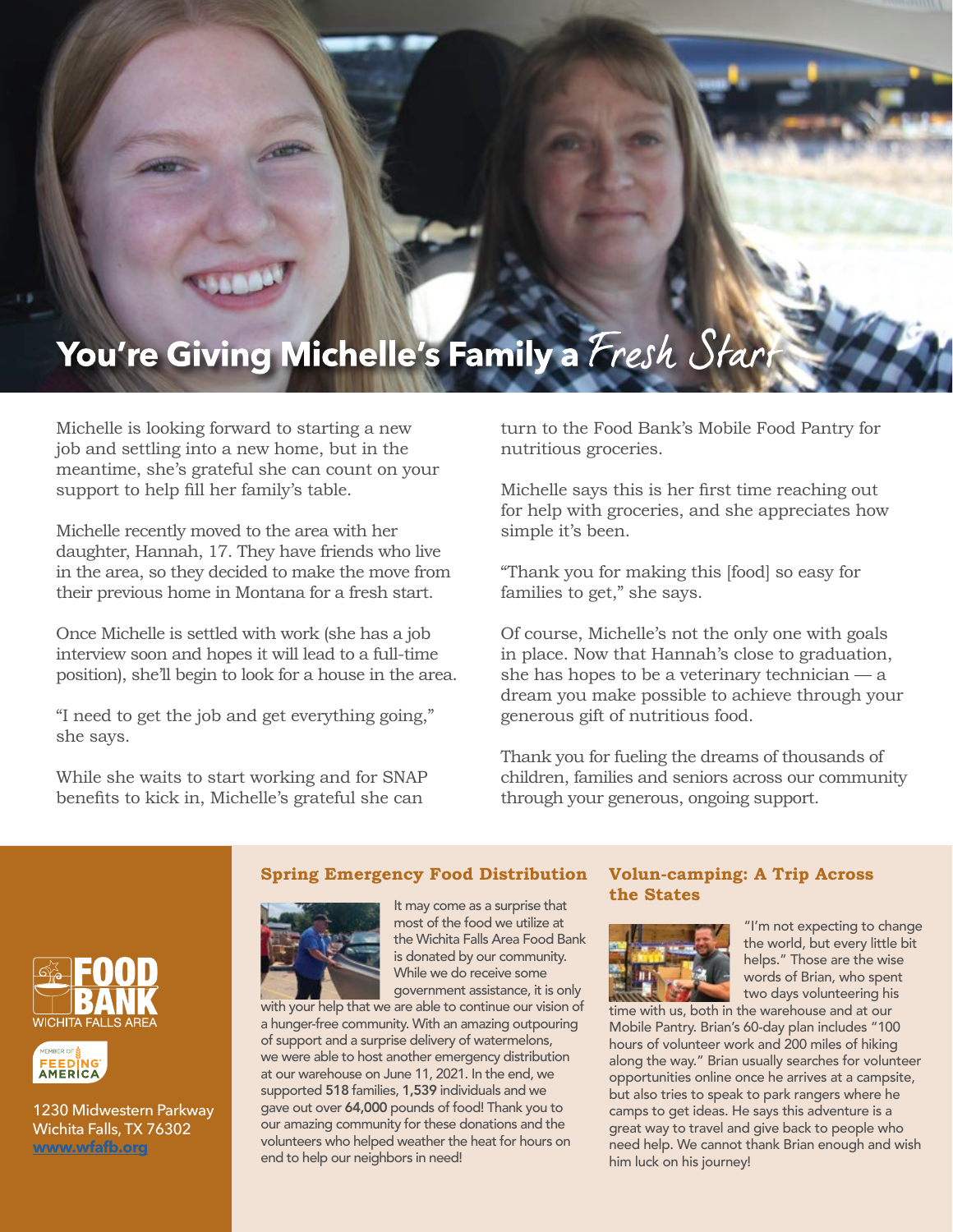# You're Giving Michelle's Family a *Fresh Start*

Michelle is looking forward to starting a new job and settling into a new home, but in the meantime, she's grateful she can count on your support to help fill her family's table.

Michelle recently moved to the area with her daughter, Hannah, 17. They have friends who live in the area, so they decided to make the move from their previous home in Montana for a fresh start.

Once Michelle is settled with work (she has a job interview soon and hopes it will lead to a full-time position), she'll begin to look for a house in the area.

"I need to get the job and get everything going," she says.

While she waits to start working and for SNAP benefits to kick in, Michelle's grateful she can turn to the Food Bank's Mobile Food Pantry for nutritious groceries.

Michelle says this is her first time reaching out for help with groceries, and she appreciates how simple it's been.

"Thank you for making this [food] so easy for families to get," she says.

Of course, Michelle's not the only one with goals in place. Now that Hannah's close to graduation, she has hopes to be a veterinary technician — a dream you make possible to achieve through your generous gift of nutritious food.

Thank you for fueling the dreams of thousands of children, families and seniors across our community through your generous, ongoing support.

FOOD BANK
WICHITA FALLS AREA

MEMBER OF FEEDING AMERICA

1230 Midwestern Parkway
Wichita Falls, TX 76302
www.wfafb.org

## Spring Emergency Food Distribution

It may come as a surprise that most of the food we utilize at the Wichita Falls Area Food Bank is donated by our community. While we do receive some government assistance, it is only with your help that we are able to continue our vision of a hunger-free community. With an amazing outpouring of support and a surprise delivery of watermelons, we were able to host another emergency distribution at our warehouse on June 11, 2021. In the end, we supported **518** families, **1,539** individuals and we gave out over **64,000** pounds of food! Thank you to our amazing community for these donations and the volunteers who helped weather the heat for hours on end to help our neighbors in need!

## Volun-camping: A Trip Across the States

"I'm not expecting to change the world, but every little bit helps." Those are the wise words of Brian, who spent two days volunteering his time with us, both in the warehouse and at our Mobile Pantry. Brian's 60-day plan includes "100 hours of volunteer work and 200 miles of hiking along the way." Brian usually searches for volunteer opportunities online once he arrives at a campsite, but also tries to speak to park rangers where he camps to get ideas. He says this adventure is a great way to travel and give back to people who need help. We cannot thank Brian enough and wish him luck on his journey!